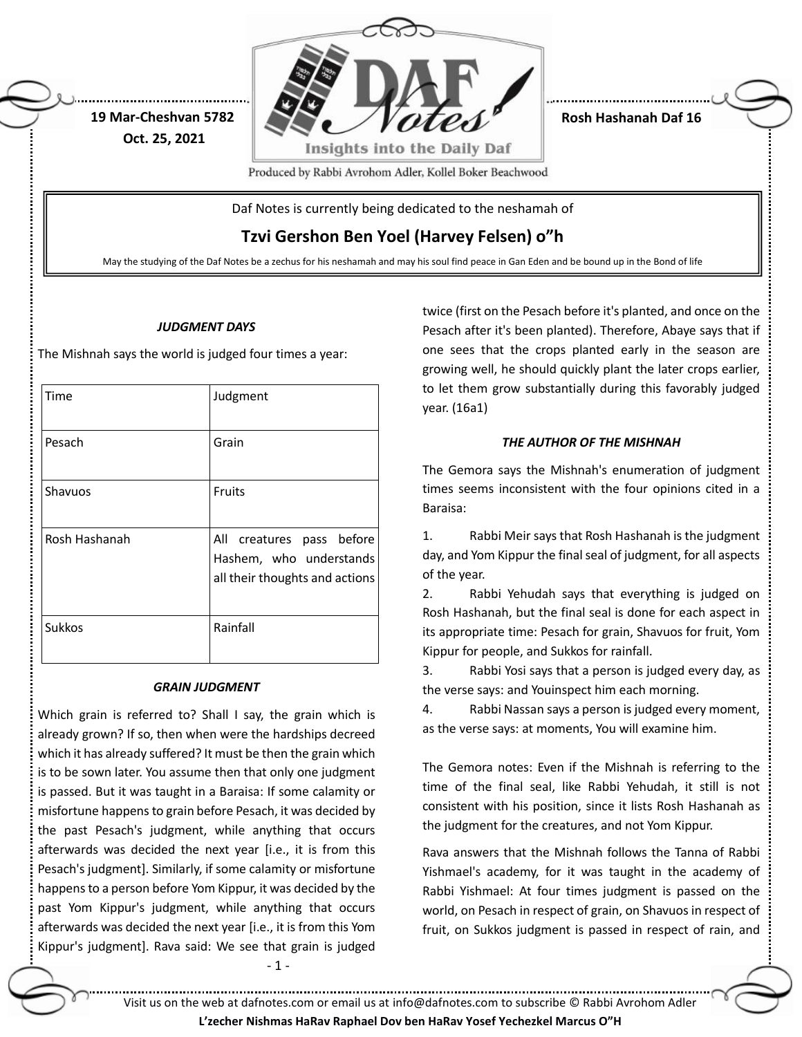19 Mar-Cheshvan 5782
Oct. 25, 2021

Rosh Hashanah Daf 16

Produced by Rabbi Avrohom Adler, Kollel Boker Beachwood

Daf Notes is currently being dedicated to the neshamah of

**Tzvi Gershon Ben Yoel (Harvey Felsen) o"h**

May the studying of the Daf Notes be a zechus for his neshamah and may his soul find peace in Gan Eden and be bound up in the Bond of life

### *JUDGMENT DAYS*

The Mishnah says the world is judged four times a year:

| Time | Judgment |
|---|---|
| Pesach | Grain |
| Shavuos | Fruits |
| Rosh Hashanah | All creatures pass before Hashem, who understands all their thoughts and actions |
| Sukkos | Rainfall |

### *GRAIN JUDGMENT*

Which grain is referred to? Shall I say, the grain which is already grown? If so, then when were the hardships decreed which it has already suffered? It must be then the grain which is to be sown later. You assume then that only one judgment is passed. But it was taught in a Baraisa: If some calamity or misfortune happens to grain before Pesach, it was decided by the past Pesach's judgment, while anything that occurs afterwards was decided the next year [i.e., it is from this Pesach's judgment]. Similarly, if some calamity or misfortune happens to a person before Yom Kippur, it was decided by the past Yom Kippur's judgment, while anything that occurs afterwards was decided the next year [i.e., it is from this Yom Kippur's judgment]. Rava said: We see that grain is judged twice (first on the Pesach before it's planted, and once on the Pesach after it's been planted). Therefore, Abaye says that if one sees that the crops planted early in the season are growing well, he should quickly plant the later crops earlier, to let them grow substantially during this favorably judged year. (16a1)

### *THE AUTHOR OF THE MISHNAH*

The Gemora says the Mishnah's enumeration of judgment times seems inconsistent with the four opinions cited in a Baraisa:

1. Rabbi Meir says that Rosh Hashanah is the judgment day, and Yom Kippur the final seal of judgment, for all aspects of the year.
2. Rabbi Yehudah says that everything is judged on Rosh Hashanah, but the final seal is done for each aspect in its appropriate time: Pesach for grain, Shavuos for fruit, Yom Kippur for people, and Sukkos for rainfall.
3. Rabbi Yosi says that a person is judged every day, as the verse says: and Youinspect him each morning.
4. Rabbi Nassan says a person is judged every moment, as the verse says: at moments, You will examine him.

The Gemora notes: Even if the Mishnah is referring to the time of the final seal, like Rabbi Yehudah, it still is not consistent with his position, since it lists Rosh Hashanah as the judgment for the creatures, and not Yom Kippur.

Rava answers that the Mishnah follows the Tanna of Rabbi Yishmael's academy, for it was taught in the academy of Rabbi Yishmael: At four times judgment is passed on the world, on Pesach in respect of grain, on Shavuos in respect of fruit, on Sukkos judgment is passed in respect of rain, and

Visit us on the web at dafnotes.com or email us at info@dafnotes.com to subscribe © Rabbi Avrohom Adler

**L'zecher Nishmas HaRav Raphael Dov ben HaRav Yosef Yechezkel Marcus O"H**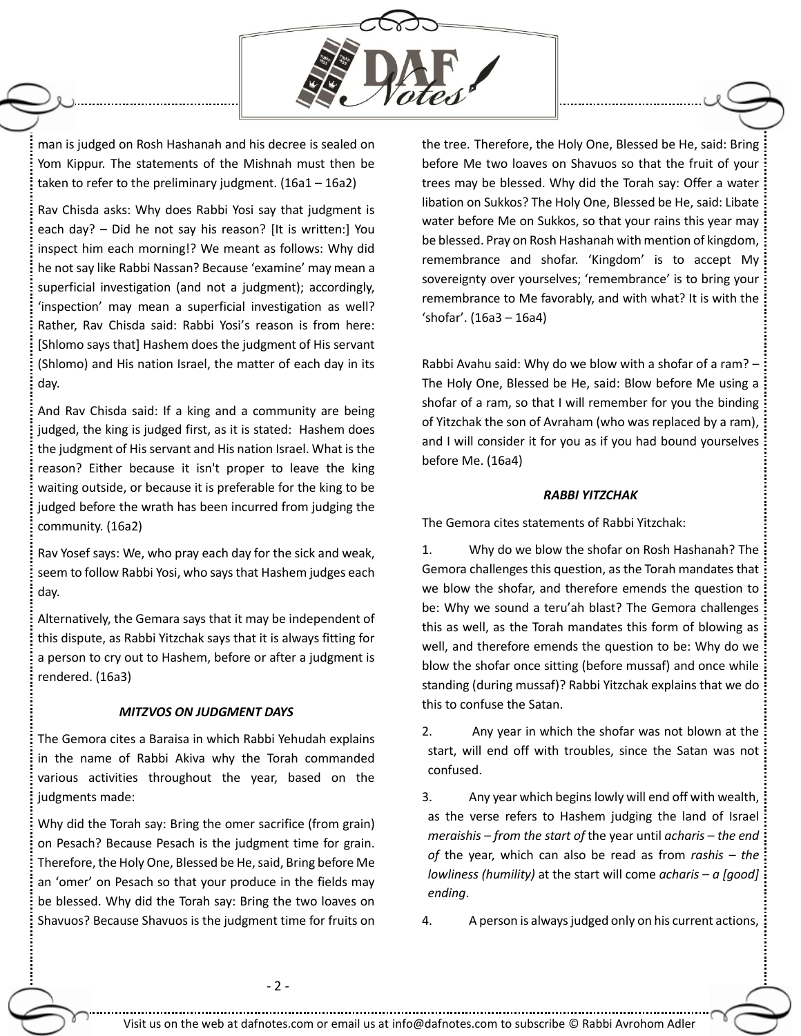man is judged on Rosh Hashanah and his decree is sealed on Yom Kippur. The statements of the Mishnah must then be taken to refer to the preliminary judgment. (16a1 – 16a2)

Rav Chisda asks: Why does Rabbi Yosi say that judgment is each day? – Did he not say his reason? [It is written:] You inspect him each morning!? We meant as follows: Why did he not say like Rabbi Nassan? Because 'examine' may mean a superficial investigation (and not a judgment); accordingly, 'inspection' may mean a superficial investigation as well? Rather, Rav Chisda said: Rabbi Yosi's reason is from here: [Shlomo says that] Hashem does the judgment of His servant (Shlomo) and His nation Israel, the matter of each day in its day.

And Rav Chisda said: If a king and a community are being judged, the king is judged first, as it is stated: Hashem does the judgment of His servant and His nation Israel. What is the reason? Either because it isn't proper to leave the king waiting outside, or because it is preferable for the king to be judged before the wrath has been incurred from judging the community. (16a2)

Rav Yosef says: We, who pray each day for the sick and weak, seem to follow Rabbi Yosi, who says that Hashem judges each day.

Alternatively, the Gemara says that it may be independent of this dispute, as Rabbi Yitzchak says that it is always fitting for a person to cry out to Hashem, before or after a judgment is rendered. (16a3)

### *MITZVOS ON JUDGMENT DAYS*

The Gemora cites a Baraisa in which Rabbi Yehudah explains in the name of Rabbi Akiva why the Torah commanded various activities throughout the year, based on the judgments made:

Why did the Torah say: Bring the omer sacrifice (from grain) on Pesach? Because Pesach is the judgment time for grain. Therefore, the Holy One, Blessed be He, said, Bring before Me an 'omer' on Pesach so that your produce in the fields may be blessed. Why did the Torah say: Bring the two loaves on Shavuos? Because Shavuos is the judgment time for fruits on the tree. Therefore, the Holy One, Blessed be He, said: Bring before Me two loaves on Shavuos so that the fruit of your trees may be blessed. Why did the Torah say: Offer a water libation on Sukkos? The Holy One, Blessed be He, said: Libate water before Me on Sukkos, so that your rains this year may be blessed. Pray on Rosh Hashanah with mention of kingdom, remembrance and shofar. 'Kingdom' is to accept My sovereignty over yourselves; 'remembrance' is to bring your remembrance to Me favorably, and with what? It is with the 'shofar'. (16a3 – 16a4)

Rabbi Avahu said: Why do we blow with a shofar of a ram? – The Holy One, Blessed be He, said: Blow before Me using a shofar of a ram, so that I will remember for you the binding of Yitzchak the son of Avraham (who was replaced by a ram), and I will consider it for you as if you had bound yourselves before Me. (16a4)

### *RABBI YITZCHAK*

The Gemora cites statements of Rabbi Yitzchak:

1. Why do we blow the shofar on Rosh Hashanah? The Gemora challenges this question, as the Torah mandates that we blow the shofar, and therefore emends the question to be: Why we sound a teru'ah blast? The Gemora challenges this as well, as the Torah mandates this form of blowing as well, and therefore emends the question to be: Why do we blow the shofar once sitting (before mussaf) and once while standing (during mussaf)? Rabbi Yitzchak explains that we do this to confuse the Satan.

2. Any year in which the shofar was not blown at the start, will end off with troubles, since the Satan was not confused.

3. Any year which begins lowly will end off with wealth, as the verse refers to Hashem judging the land of Israel *meraishis – from the start of* the year until *acharis – the end of* the year, which can also be read as from *rashis – the lowliness (humility)* at the start will come *acharis – a [good] ending*.

4. A person is always judged only on his current actions,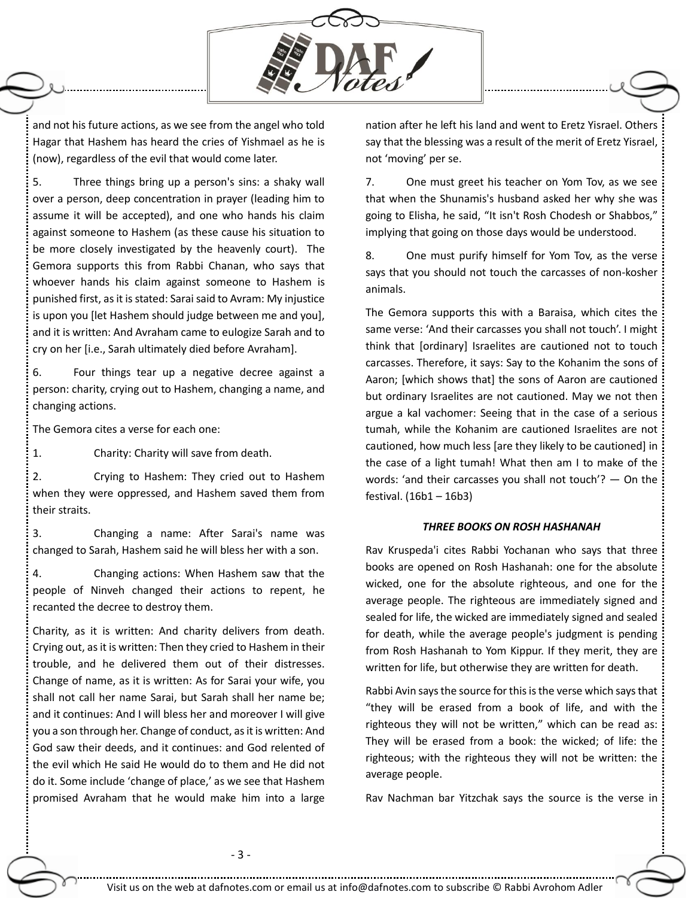and not his future actions, as we see from the angel who told Hagar that Hashem has heard the cries of Yishmael as he is (now), regardless of the evil that would come later.

5. Three things bring up a person's sins: a shaky wall over a person, deep concentration in prayer (leading him to assume it will be accepted), and one who hands his claim against someone to Hashem (as these cause his situation to be more closely investigated by the heavenly court). The Gemora supports this from Rabbi Chanan, who says that whoever hands his claim against someone to Hashem is punished first, as it is stated: Sarai said to Avram: My injustice is upon you [let Hashem should judge between me and you], and it is written: And Avraham came to eulogize Sarah and to cry on her [i.e., Sarah ultimately died before Avraham].

6. Four things tear up a negative decree against a person: charity, crying out to Hashem, changing a name, and changing actions.

The Gemora cites a verse for each one:

1. Charity: Charity will save from death.

2. Crying to Hashem: They cried out to Hashem when they were oppressed, and Hashem saved them from their straits.

3. Changing a name: After Sarai's name was changed to Sarah, Hashem said he will bless her with a son.

4. Changing actions: When Hashem saw that the people of Ninveh changed their actions to repent, he recanted the decree to destroy them.

Charity, as it is written: And charity delivers from death. Crying out, as it is written: Then they cried to Hashem in their trouble, and he delivered them out of their distresses. Change of name, as it is written: As for Sarai your wife, you shall not call her name Sarai, but Sarah shall her name be; and it continues: And I will bless her and moreover I will give you a son through her. Change of conduct, as it is written: And God saw their deeds, and it continues: and God relented of the evil which He said He would do to them and He did not do it. Some include 'change of place,' as we see that Hashem promised Avraham that he would make him into a large nation after he left his land and went to Eretz Yisrael. Others say that the blessing was a result of the merit of Eretz Yisrael, not 'moving' per se.

7. One must greet his teacher on Yom Tov, as we see that when the Shunamis's husband asked her why she was going to Elisha, he said, "It isn't Rosh Chodesh or Shabbos," implying that going on those days would be understood.

8. One must purify himself for Yom Tov, as the verse says that you should not touch the carcasses of non-kosher animals.

The Gemora supports this with a Baraisa, which cites the same verse: 'And their carcasses you shall not touch'. I might think that [ordinary] Israelites are cautioned not to touch carcasses. Therefore, it says: Say to the Kohanim the sons of Aaron; [which shows that] the sons of Aaron are cautioned but ordinary Israelites are not cautioned. May we not then argue a kal vachomer: Seeing that in the case of a serious tumah, while the Kohanim are cautioned Israelites are not cautioned, how much less [are they likely to be cautioned] in the case of a light tumah! What then am I to make of the words: 'and their carcasses you shall not touch'? — On the festival. (16b1 – 16b3)

### *THREE BOOKS ON ROSH HASHANAH*

Rav Kruspeda'i cites Rabbi Yochanan who says that three books are opened on Rosh Hashanah: one for the absolute wicked, one for the absolute righteous, and one for the average people. The righteous are immediately signed and sealed for life, the wicked are immediately signed and sealed for death, while the average people's judgment is pending from Rosh Hashanah to Yom Kippur. If they merit, they are written for life, but otherwise they are written for death.

Rabbi Avin says the source for this is the verse which says that "they will be erased from a book of life, and with the righteous they will not be written," which can be read as: They will be erased from a book: the wicked; of life: the righteous; with the righteous they will not be written: the average people.

Rav Nachman bar Yitzchak says the source is the verse in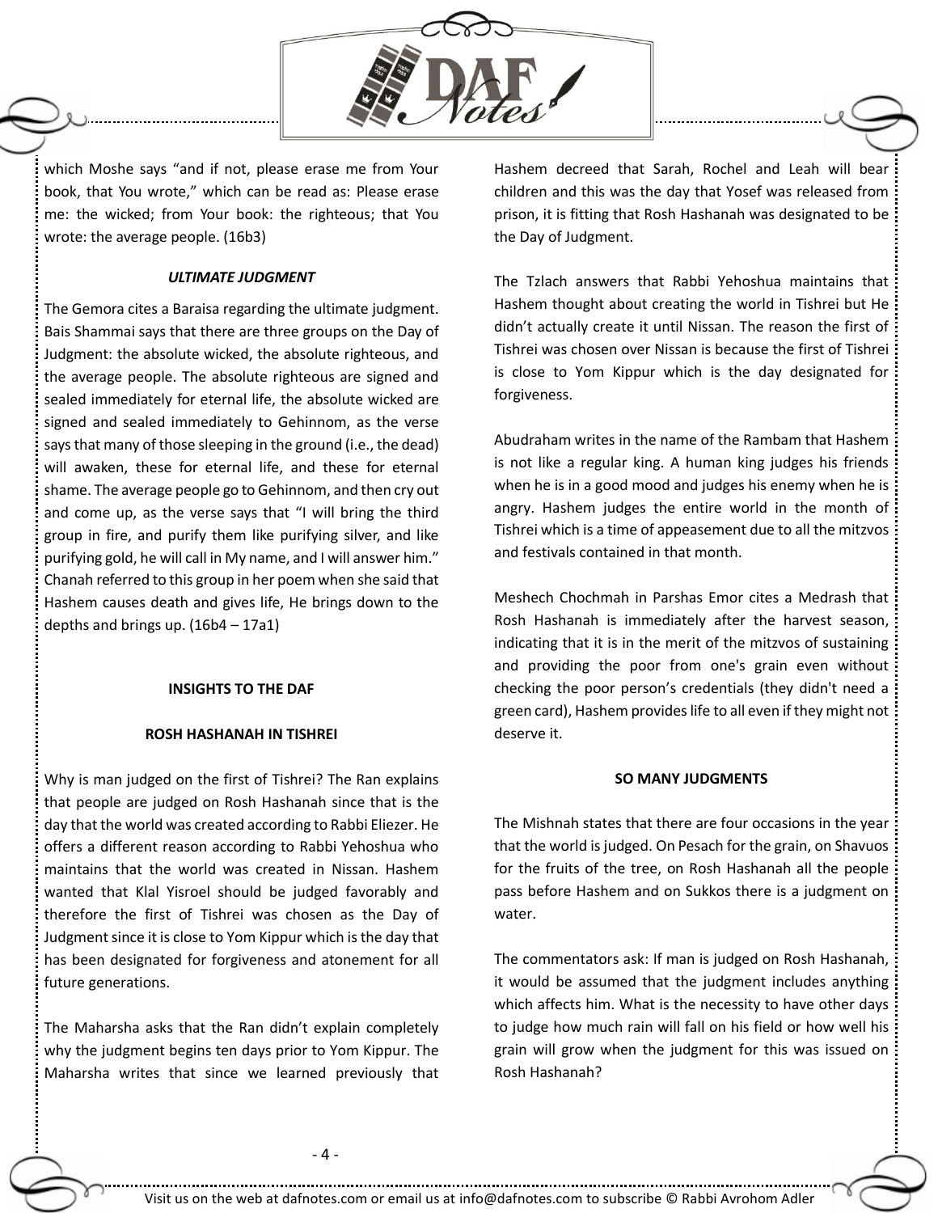which Moshe says "and if not, please erase me from Your book, that You wrote," which can be read as: Please erase me: the wicked; from Your book: the righteous; that You wrote: the average people. (16b3)

### *ULTIMATE JUDGMENT*

The Gemora cites a Baraisa regarding the ultimate judgment. Bais Shammai says that there are three groups on the Day of Judgment: the absolute wicked, the absolute righteous, and the average people. The absolute righteous are signed and sealed immediately for eternal life, the absolute wicked are signed and sealed immediately to Gehinnom, as the verse says that many of those sleeping in the ground (i.e., the dead) will awaken, these for eternal life, and these for eternal shame. The average people go to Gehinnom, and then cry out and come up, as the verse says that "I will bring the third group in fire, and purify them like purifying silver, and like purifying gold, he will call in My name, and I will answer him." Chanah referred to this group in her poem when she said that Hashem causes death and gives life, He brings down to the depths and brings up. (16b4 – 17a1)

## INSIGHTS TO THE DAF

### ROSH HASHANAH IN TISHREI

Why is man judged on the first of Tishrei? The Ran explains that people are judged on Rosh Hashanah since that is the day that the world was created according to Rabbi Eliezer. He offers a different reason according to Rabbi Yehoshua who maintains that the world was created in Nissan. Hashem wanted that Klal Yisroel should be judged favorably and therefore the first of Tishrei was chosen as the Day of Judgment since it is close to Yom Kippur which is the day that has been designated for forgiveness and atonement for all future generations.

The Maharsha asks that the Ran didn't explain completely why the judgment begins ten days prior to Yom Kippur. The Maharsha writes that since we learned previously that Hashem decreed that Sarah, Rochel and Leah will bear children and this was the day that Yosef was released from prison, it is fitting that Rosh Hashanah was designated to be the Day of Judgment.

The Tzlach answers that Rabbi Yehoshua maintains that Hashem thought about creating the world in Tishrei but He didn't actually create it until Nissan. The reason the first of Tishrei was chosen over Nissan is because the first of Tishrei is close to Yom Kippur which is the day designated for forgiveness.

Abudraham writes in the name of the Rambam that Hashem is not like a regular king. A human king judges his friends when he is in a good mood and judges his enemy when he is angry. Hashem judges the entire world in the month of Tishrei which is a time of appeasement due to all the mitzvos and festivals contained in that month.

Meshech Chochmah in Parshas Emor cites a Medrash that Rosh Hashanah is immediately after the harvest season, indicating that it is in the merit of the mitzvos of sustaining and providing the poor from one's grain even without checking the poor person's credentials (they didn't need a green card), Hashem provides life to all even if they might not deserve it.

### SO MANY JUDGMENTS

The Mishnah states that there are four occasions in the year that the world is judged. On Pesach for the grain, on Shavuos for the fruits of the tree, on Rosh Hashanah all the people pass before Hashem and on Sukkos there is a judgment on water.

The commentators ask: If man is judged on Rosh Hashanah, it would be assumed that the judgment includes anything which affects him. What is the necessity to have other days to judge how much rain will fall on his field or how well his grain will grow when the judgment for this was issued on Rosh Hashanah?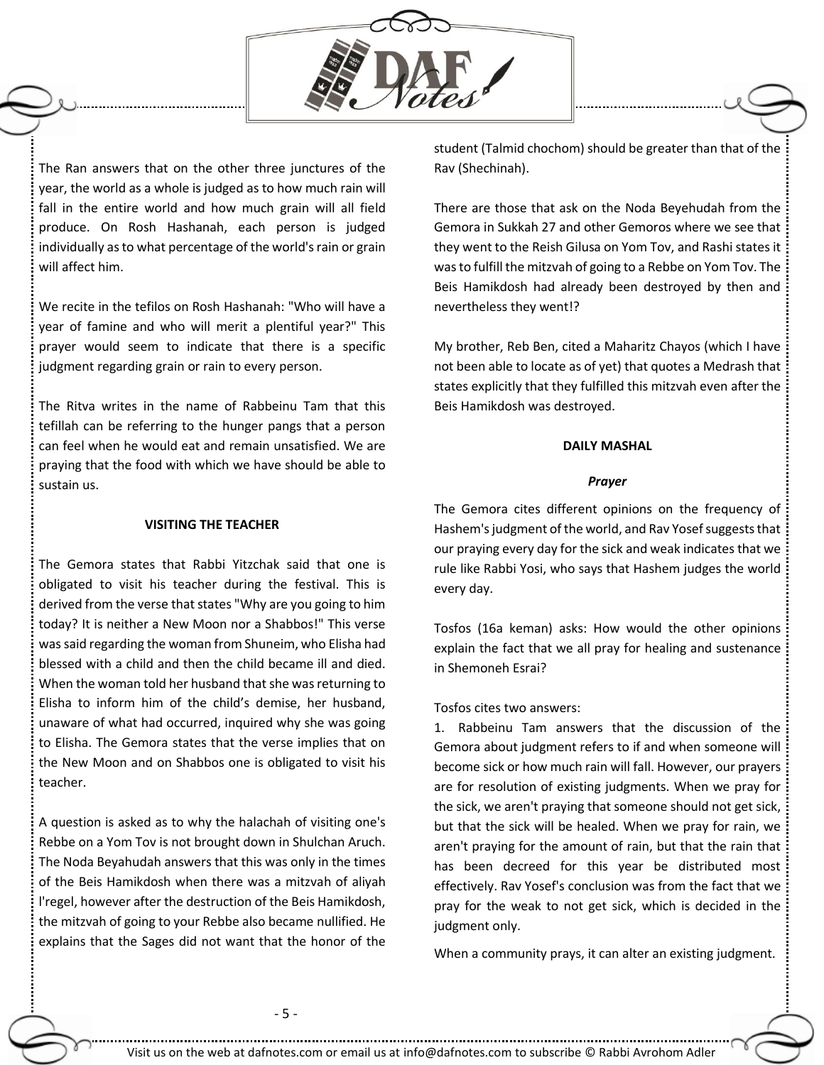The Ran answers that on the other three junctures of the year, the world as a whole is judged as to how much rain will fall in the entire world and how much grain will all field produce. On Rosh Hashanah, each person is judged individually as to what percentage of the world's rain or grain will affect him.

We recite in the tefilos on Rosh Hashanah: "Who will have a year of famine and who will merit a plentiful year?" This prayer would seem to indicate that there is a specific judgment regarding grain or rain to every person.

The Ritva writes in the name of Rabbeinu Tam that this tefillah can be referring to the hunger pangs that a person can feel when he would eat and remain unsatisfied. We are praying that the food with which we have should be able to sustain us.

**VISITING THE TEACHER**

The Gemora states that Rabbi Yitzchak said that one is obligated to visit his teacher during the festival. This is derived from the verse that states "Why are you going to him today? It is neither a New Moon nor a Shabbos!" This verse was said regarding the woman from Shuneim, who Elisha had blessed with a child and then the child became ill and died. When the woman told her husband that she was returning to Elisha to inform him of the child's demise, her husband, unaware of what had occurred, inquired why she was going to Elisha. The Gemora states that the verse implies that on the New Moon and on Shabbos one is obligated to visit his teacher.

A question is asked as to why the halachah of visiting one's Rebbe on a Yom Tov is not brought down in Shulchan Aruch. The Noda Beyahudah answers that this was only in the times of the Beis Hamikdosh when there was a mitzvah of aliyah l'regel, however after the destruction of the Beis Hamikdosh, the mitzvah of going to your Rebbe also became nullified. He explains that the Sages did not want that the honor of the student (Talmid chochom) should be greater than that of the Rav (Shechinah).

There are those that ask on the Noda Beyehudah from the Gemora in Sukkah 27 and other Gemoros where we see that they went to the Reish Gilusa on Yom Tov, and Rashi states it was to fulfill the mitzvah of going to a Rebbe on Yom Tov. The Beis Hamikdosh had already been destroyed by then and nevertheless they went!?

My brother, Reb Ben, cited a Maharitz Chayos (which I have not been able to locate as of yet) that quotes a Medrash that states explicitly that they fulfilled this mitzvah even after the Beis Hamikdosh was destroyed.

**DAILY MASHAL**

***Prayer***

The Gemora cites different opinions on the frequency of Hashem's judgment of the world, and Rav Yosef suggests that our praying every day for the sick and weak indicates that we rule like Rabbi Yosi, who says that Hashem judges the world every day.

Tosfos (16a keman) asks: How would the other opinions explain the fact that we all pray for healing and sustenance in Shemoneh Esrai?

Tosfos cites two answers:

1. Rabbeinu Tam answers that the discussion of the Gemora about judgment refers to if and when someone will become sick or how much rain will fall. However, our prayers are for resolution of existing judgments. When we pray for the sick, we aren't praying that someone should not get sick, but that the sick will be healed. When we pray for rain, we aren't praying for the amount of rain, but that the rain that has been decreed for this year be distributed most effectively. Rav Yosef's conclusion was from the fact that we pray for the weak to not get sick, which is decided in the judgment only.

When a community prays, it can alter an existing judgment.